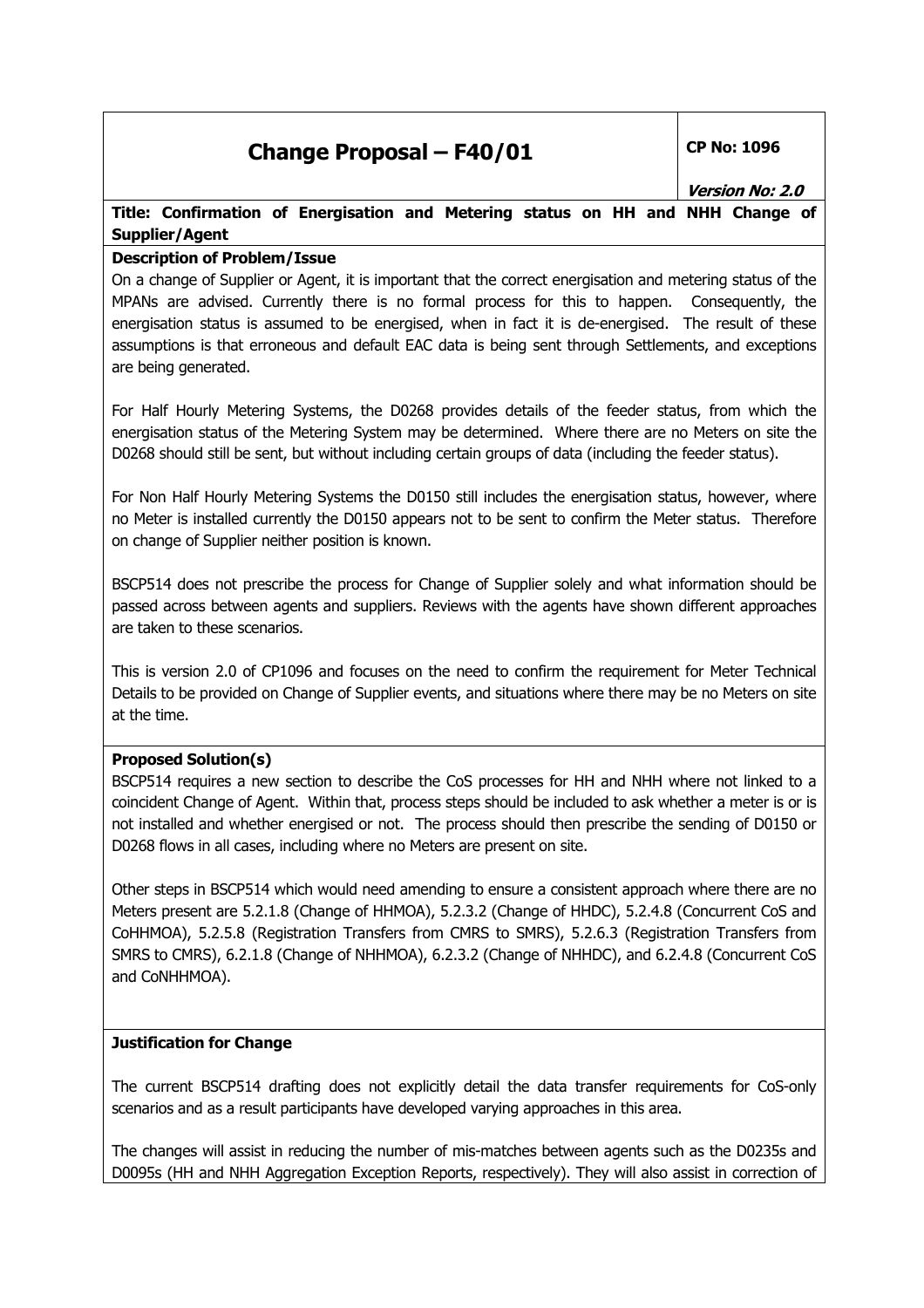# Change Proposal – F40/01

**CP No: 1096**

***Version No: 2.0***

**Title: Confirmation of Energisation and Metering status on HH and NHH Change of Supplier/Agent**

**Description of Problem/Issue**

On a change of Supplier or Agent, it is important that the correct energisation and metering status of the MPANs are advised. Currently there is no formal process for this to happen. Consequently, the energisation status is assumed to be energised, when in fact it is de-energised. The result of these assumptions is that erroneous and default EAC data is being sent through Settlements, and exceptions are being generated.

For Half Hourly Metering Systems, the D0268 provides details of the feeder status, from which the energisation status of the Metering System may be determined. Where there are no Meters on site the D0268 should still be sent, but without including certain groups of data (including the feeder status).

For Non Half Hourly Metering Systems the D0150 still includes the energisation status, however, where no Meter is installed currently the D0150 appears not to be sent to confirm the Meter status. Therefore on change of Supplier neither position is known.

BSCP514 does not prescribe the process for Change of Supplier solely and what information should be passed across between agents and suppliers. Reviews with the agents have shown different approaches are taken to these scenarios.

This is version 2.0 of CP1096 and focuses on the need to confirm the requirement for Meter Technical Details to be provided on Change of Supplier events, and situations where there may be no Meters on site at the time.

**Proposed Solution(s)**

BSCP514 requires a new section to describe the CoS processes for HH and NHH where not linked to a coincident Change of Agent. Within that, process steps should be included to ask whether a meter is or is not installed and whether energised or not. The process should then prescribe the sending of D0150 or D0268 flows in all cases, including where no Meters are present on site.

Other steps in BSCP514 which would need amending to ensure a consistent approach where there are no Meters present are 5.2.1.8 (Change of HHMOA), 5.2.3.2 (Change of HHDC), 5.2.4.8 (Concurrent CoS and CoHHMOA), 5.2.5.8 (Registration Transfers from CMRS to SMRS), 5.2.6.3 (Registration Transfers from SMRS to CMRS), 6.2.1.8 (Change of NHHMOA), 6.2.3.2 (Change of NHHDC), and 6.2.4.8 (Concurrent CoS and CoNHHMOA).

**Justification for Change**

The current BSCP514 drafting does not explicitly detail the data transfer requirements for CoS-only scenarios and as a result participants have developed varying approaches in this area.

The changes will assist in reducing the number of mis-matches between agents such as the D0235s and D0095s (HH and NHH Aggregation Exception Reports, respectively). They will also assist in correction of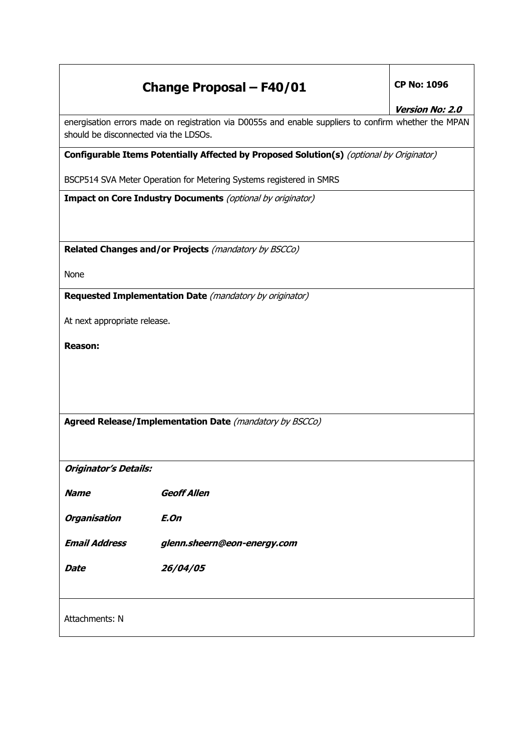| Change Proposal – F40/01 | CP No: 1096 *Version No: 2.0* |
|---|---|

energisation errors made on registration via D0055s and enable suppliers to confirm whether the MPAN should be disconnected via the LDSOs.

**Configurable Items Potentially Affected by Proposed Solution(s)** *(optional by Originator)*

BSCP514 SVA Meter Operation for Metering Systems registered in SMRS

**Impact on Core Industry Documents** *(optional by originator)*

**Related Changes and/or Projects** *(mandatory by BSCCo)*

None

**Requested Implementation Date** *(mandatory by originator)*

At next appropriate release.

**Reason:**

**Agreed Release/Implementation Date** *(mandatory by BSCCo)*

***Originator's Details:***

***Name*** ***Geoff Allen***

***Organisation*** ***E.On***

***Email Address*** ***glenn.sheern@eon-energy.com***

***Date*** ***26/04/05***

Attachments: N